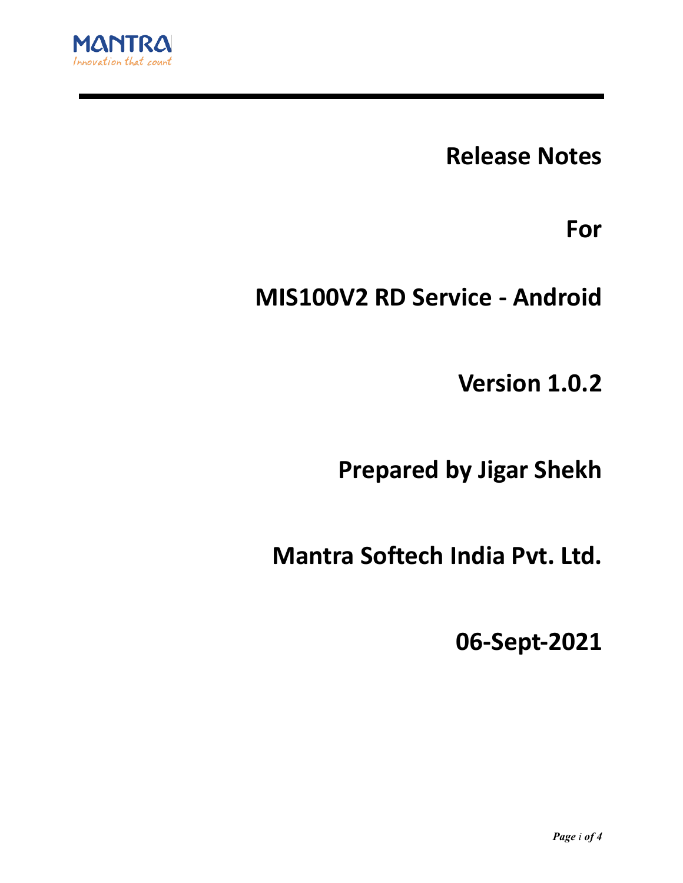MANTRA

Innovation that count

# Release Notes

# For

# MIS100V2 RD Service - Android

# Version 1.0.2

# Prepared by Jigar Shekh

# Mantra Softech India Pvt. Ltd.

# 06-Sept-2021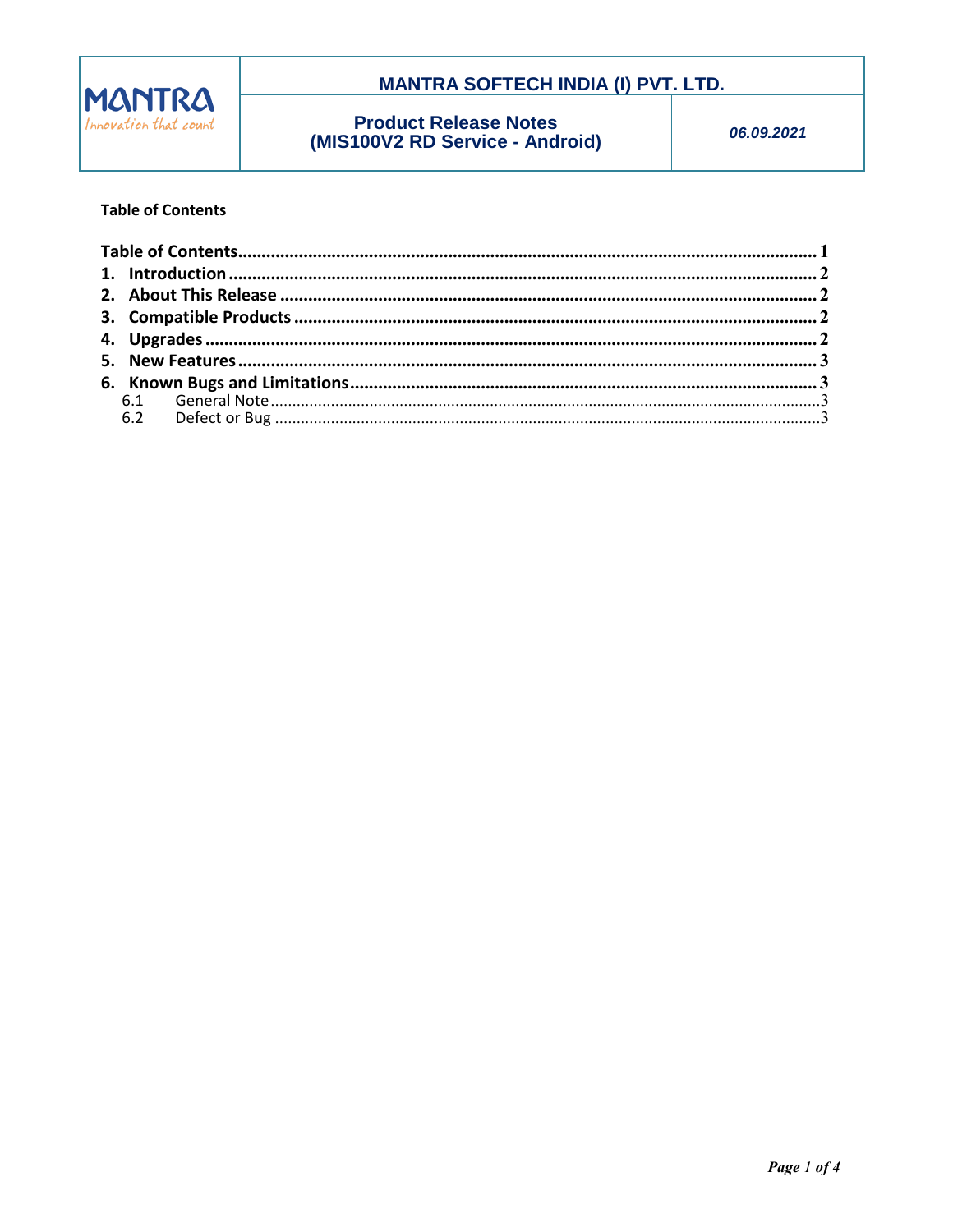| MANTRA Innovation that count | MANTRA SOFTECH INDIA (I) PVT. LTD. | |
|---|---|---|
| | **Product Release Notes (MIS100V2 RD Service - Android)** | *06.09.2021* |

**Table of Contents**

**Table of Contents** .................................................. **1**

**1. Introduction** .................................................. **2**

**2. About This Release** .................................................. **2**

**3. Compatible Products** .................................................. **2**

**4. Upgrades** .................................................. **2**

**5. New Features** .................................................. **3**

**6. Known Bugs and Limitations** .................................................. **3**

6.1 General Note .................................................. 3

6.2 Defect or Bug .................................................. 3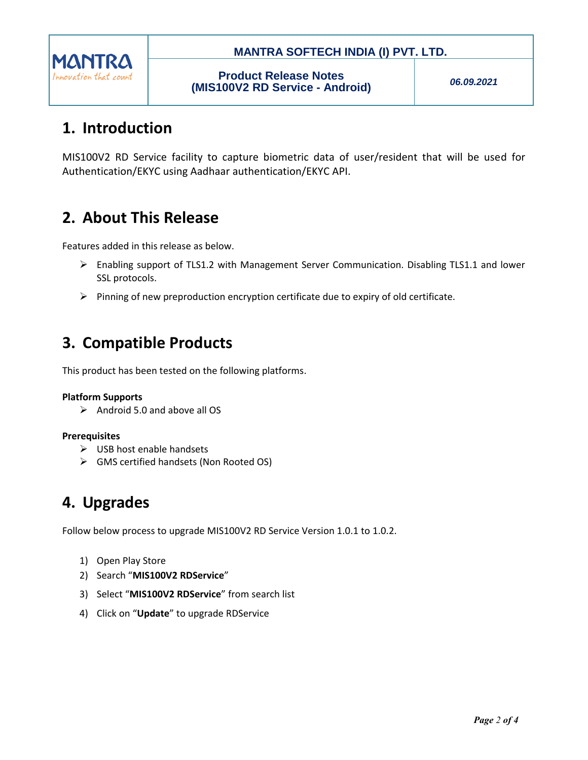## 1. Introduction

MIS100V2 RD Service facility to capture biometric data of user/resident that will be used for Authentication/EKYC using Aadhaar authentication/EKYC API.

## 2. About This Release

Features added in this release as below.

- Enabling support of TLS1.2 with Management Server Communication. Disabling TLS1.1 and lower SSL protocols.
- Pinning of new preproduction encryption certificate due to expiry of old certificate.

## 3. Compatible Products

This product has been tested on the following platforms.

**Platform Supports**

- Android 5.0 and above all OS

**Prerequisites**

- USB host enable handsets
- GMS certified handsets (Non Rooted OS)

## 4. Upgrades

Follow below process to upgrade MIS100V2 RD Service Version 1.0.1 to 1.0.2.

1) Open Play Store
2) Search "**MIS100V2 RDService**"
3) Select "**MIS100V2 RDService**" from search list
4) Click on "**Update**" to upgrade RDService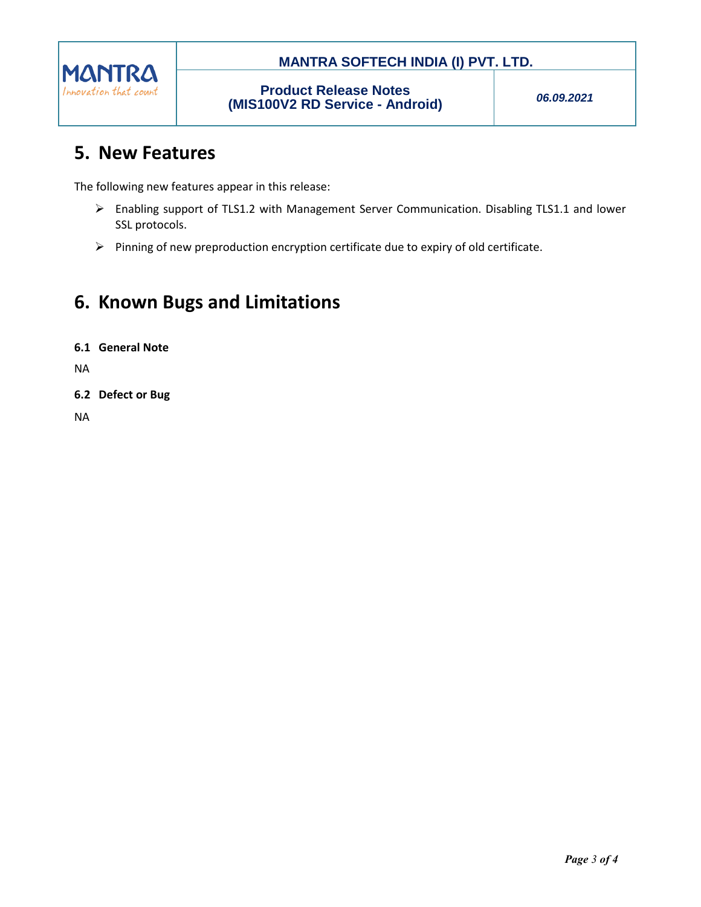## 5. New Features

The following new features appear in this release:

- Enabling support of TLS1.2 with Management Server Communication. Disabling TLS1.1 and lower SSL protocols.
- Pinning of new preproduction encryption certificate due to expiry of old certificate.

## 6. Known Bugs and Limitations

### 6.1 General Note

NA

### 6.2 Defect or Bug

NA